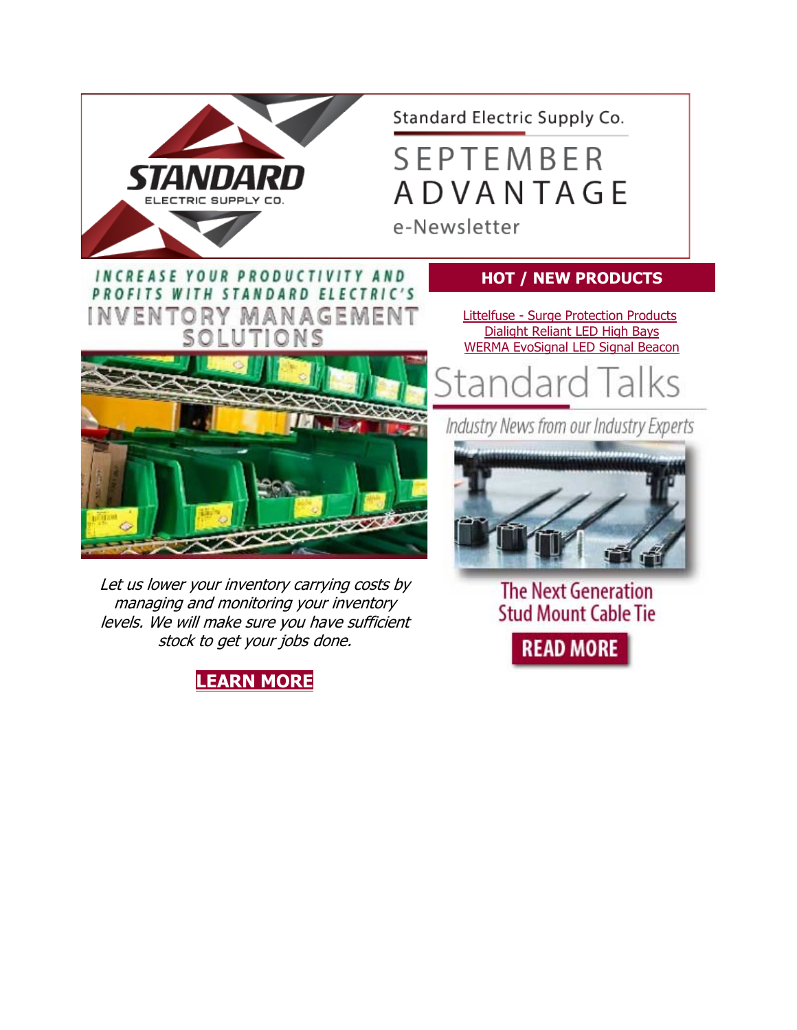Standard Electric Supply Co.

# SEPTEMBER ADVANTAGE

e-Newsletter

## INCREASE YOUR PRODUCTIVITY AND PROFITS WITH STANDARD ELECTRIC'S INVENTORY MANAGEMENT SOLUTIONS

*Let us lower your inventory carrying costs by managing and monitoring your inventory levels. We will make sure you have sufficient stock to get your jobs done.*

**LEARN MORE**

## HOT / NEW PRODUCTS

Littelfuse - Surge Protection Products
Dialight Reliant LED High Bays
WERMA EvoSignal LED Signal Beacon

## Standard Talks

*Industry News from our Industry Experts*

The Next Generation Stud Mount Cable Tie

**READ MORE**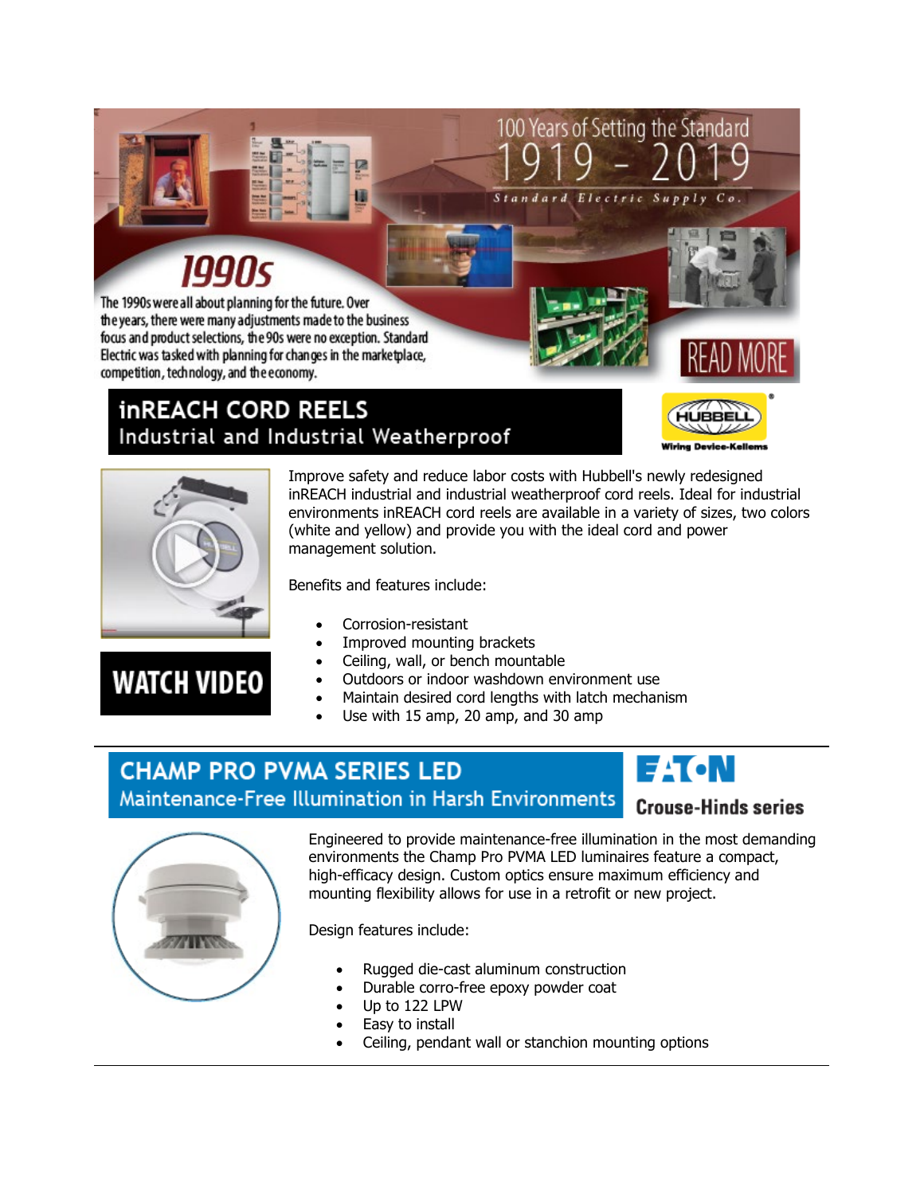100 Years of Setting the Standard

1919 - 2019

Standard Electric Supply Co.

## 1990s

The 1990s were all about planning for the future. Over the years, there were many adjustments made to the business focus and product selections, the 90s were no exception. Standard Electric was tasked with planning for changes in the marketplace, competition, technology, and the economy.

READ MORE

## inREACH CORD REELS

### Industrial and Industrial Weatherproof

HUBBELL Wiring Device-Kellems

WATCH VIDEO

Improve safety and reduce labor costs with Hubbell's newly redesigned inREACH industrial and industrial weatherproof cord reels. Ideal for industrial environments inREACH cord reels are available in a variety of sizes, two colors (white and yellow) and provide you with the ideal cord and power management solution.

Benefits and features include:

- Corrosion-resistant
- Improved mounting brackets
- Ceiling, wall, or bench mountable
- Outdoors or indoor washdown environment use
- Maintain desired cord lengths with latch mechanism
- Use with 15 amp, 20 amp, and 30 amp

---

## CHAMP PRO PVMA SERIES LED

### Maintenance-Free Illumination in Harsh Environments

EATON Crouse-Hinds series

Engineered to provide maintenance-free illumination in the most demanding environments the Champ Pro PVMA LED luminaires feature a compact, high-efficacy design. Custom optics ensure maximum efficiency and mounting flexibility allows for use in a retrofit or new project.

Design features include:

- Rugged die-cast aluminum construction
- Durable corro-free epoxy powder coat
- Up to 122 LPW
- Easy to install
- Ceiling, pendant wall or stanchion mounting options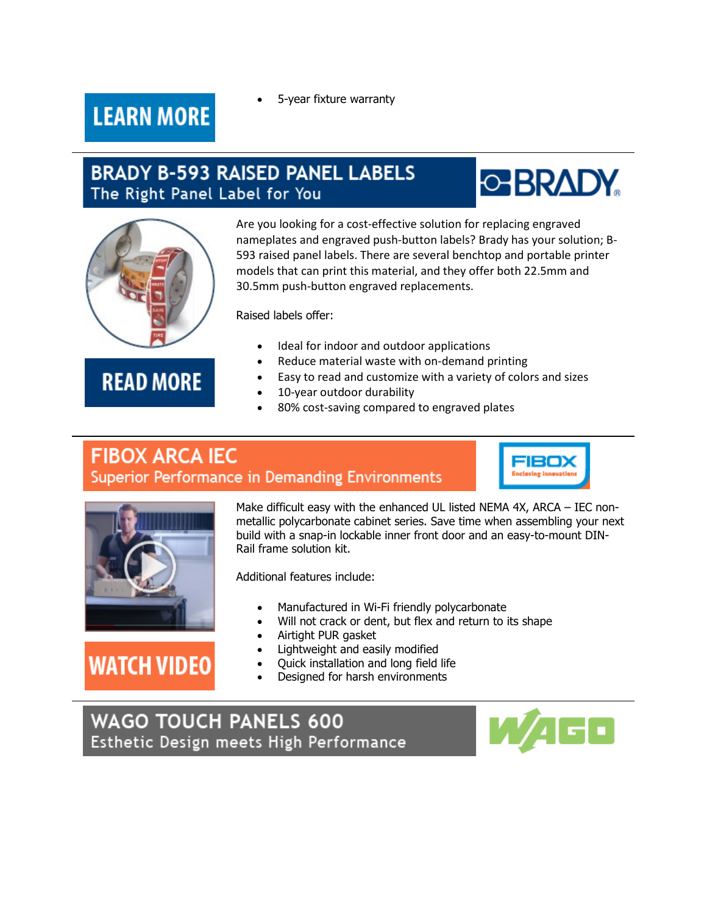LEARN MORE

- 5-year fixture warranty

---

## BRADY B-593 RAISED PANEL LABELS
### The Right Panel Label for You

BRADY

Are you looking for a cost-effective solution for replacing engraved nameplates and engraved push-button labels? Brady has your solution; B-593 raised panel labels. There are several benchtop and portable printer models that can print this material, and they offer both 22.5mm and 30.5mm push-button engraved replacements.

Raised labels offer:

- Ideal for indoor and outdoor applications
- Reduce material waste with on-demand printing
- Easy to read and customize with a variety of colors and sizes
- 10-year outdoor durability
- 80% cost-saving compared to engraved plates

READ MORE

---

## FIBOX ARCA IEC
### Superior Performance in Demanding Environments

FIBOX Enclosing innovations

Make difficult easy with the enhanced UL listed NEMA 4X, ARCA – IEC non-metallic polycarbonate cabinet series. Save time when assembling your next build with a snap-in lockable inner front door and an easy-to-mount DIN-Rail frame solution kit.

Additional features include:

- Manufactured in Wi-Fi friendly polycarbonate
- Will not crack or dent, but flex and return to its shape
- Airtight PUR gasket
- Lightweight and easily modified
- Quick installation and long field life
- Designed for harsh environments

WATCH VIDEO

---

## WAGO TOUCH PANELS 600
### Esthetic Design meets High Performance

WAGO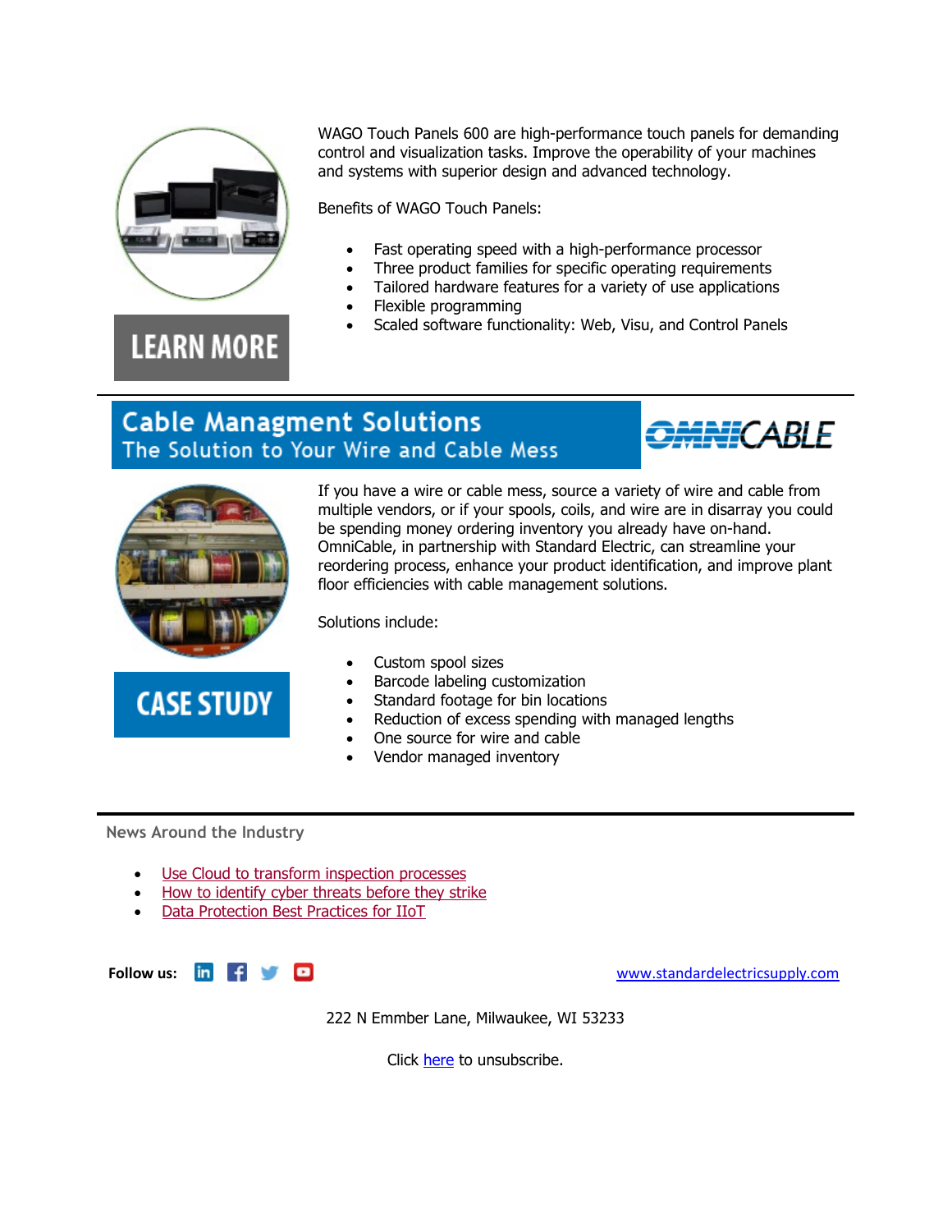WAGO Touch Panels 600 are high-performance touch panels for demanding control and visualization tasks. Improve the operability of your machines and systems with superior design and advanced technology.

LEARN MORE

Benefits of WAGO Touch Panels:

- Fast operating speed with a high-performance processor
- Three product families for specific operating requirements
- Tailored hardware features for a variety of use applications
- Flexible programming
- Scaled software functionality: Web, Visu, and Control Panels

---

## Cable Managment Solutions
### The Solution to Your Wire and Cable Mess

OMNICABLE

If you have a wire or cable mess, source a variety of wire and cable from multiple vendors, or if your spools, coils, and wire are in disarray you could be spending money ordering inventory you already have on-hand. OmniCable, in partnership with Standard Electric, can streamline your reordering process, enhance your product identification, and improve plant floor efficiencies with cable management solutions.

CASE STUDY

Solutions include:

- Custom spool sizes
- Barcode labeling customization
- Standard footage for bin locations
- Reduction of excess spending with managed lengths
- One source for wire and cable
- Vendor managed inventory

---

News Around the Industry

- Use Cloud to transform inspection processes
- How to identify cyber threats before they strike
- Data Protection Best Practices for IIoT

**Follow us:**

www.standardelectricsupply.com

222 N Emmber Lane, Milwaukee, WI 53233

Click here to unsubscribe.